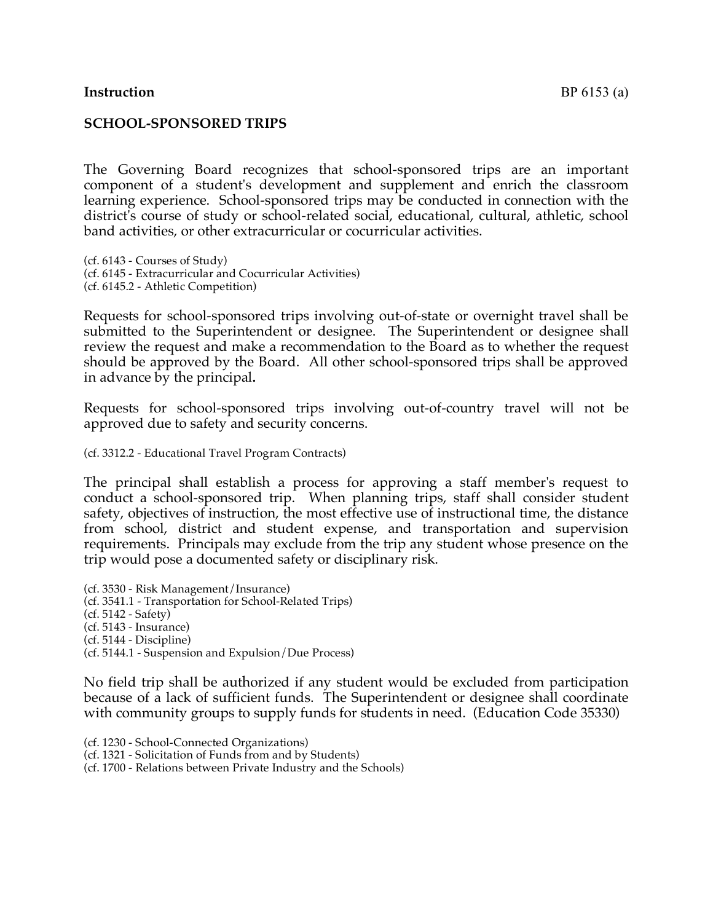**Instruction** BP 6153 (a)

**SCHOOL-SPONSORED TRIPS**

The Governing Board recognizes that school-sponsored trips are an important component of a student's development and supplement and enrich the classroom learning experience. School-sponsored trips may be conducted in connection with the district's course of study or school-related social, educational, cultural, athletic, school band activities, or other extracurricular or cocurricular activities.

(cf. 6143 - Courses of Study)
(cf. 6145 - Extracurricular and Cocurricular Activities)
(cf. 6145.2 - Athletic Competition)

Requests for school-sponsored trips involving out-of-state or overnight travel shall be submitted to the Superintendent or designee. The Superintendent or designee shall review the request and make a recommendation to the Board as to whether the request should be approved by the Board. All other school-sponsored trips shall be approved in advance by the principal**.**

Requests for school-sponsored trips involving out-of-country travel will not be approved due to safety and security concerns.

(cf. 3312.2 - Educational Travel Program Contracts)

The principal shall establish a process for approving a staff member's request to conduct a school-sponsored trip. When planning trips, staff shall consider student safety, objectives of instruction, the most effective use of instructional time, the distance from school, district and student expense, and transportation and supervision requirements. Principals may exclude from the trip any student whose presence on the trip would pose a documented safety or disciplinary risk.

(cf. 3530 - Risk Management/Insurance)
(cf. 3541.1 - Transportation for School-Related Trips)
(cf. 5142 - Safety)
(cf. 5143 - Insurance)
(cf. 5144 - Discipline)
(cf. 5144.1 - Suspension and Expulsion/Due Process)

No field trip shall be authorized if any student would be excluded from participation because of a lack of sufficient funds. The Superintendent or designee shall coordinate with community groups to supply funds for students in need. (Education Code 35330)

(cf. 1230 - School-Connected Organizations)
(cf. 1321 - Solicitation of Funds from and by Students)
(cf. 1700 - Relations between Private Industry and the Schools)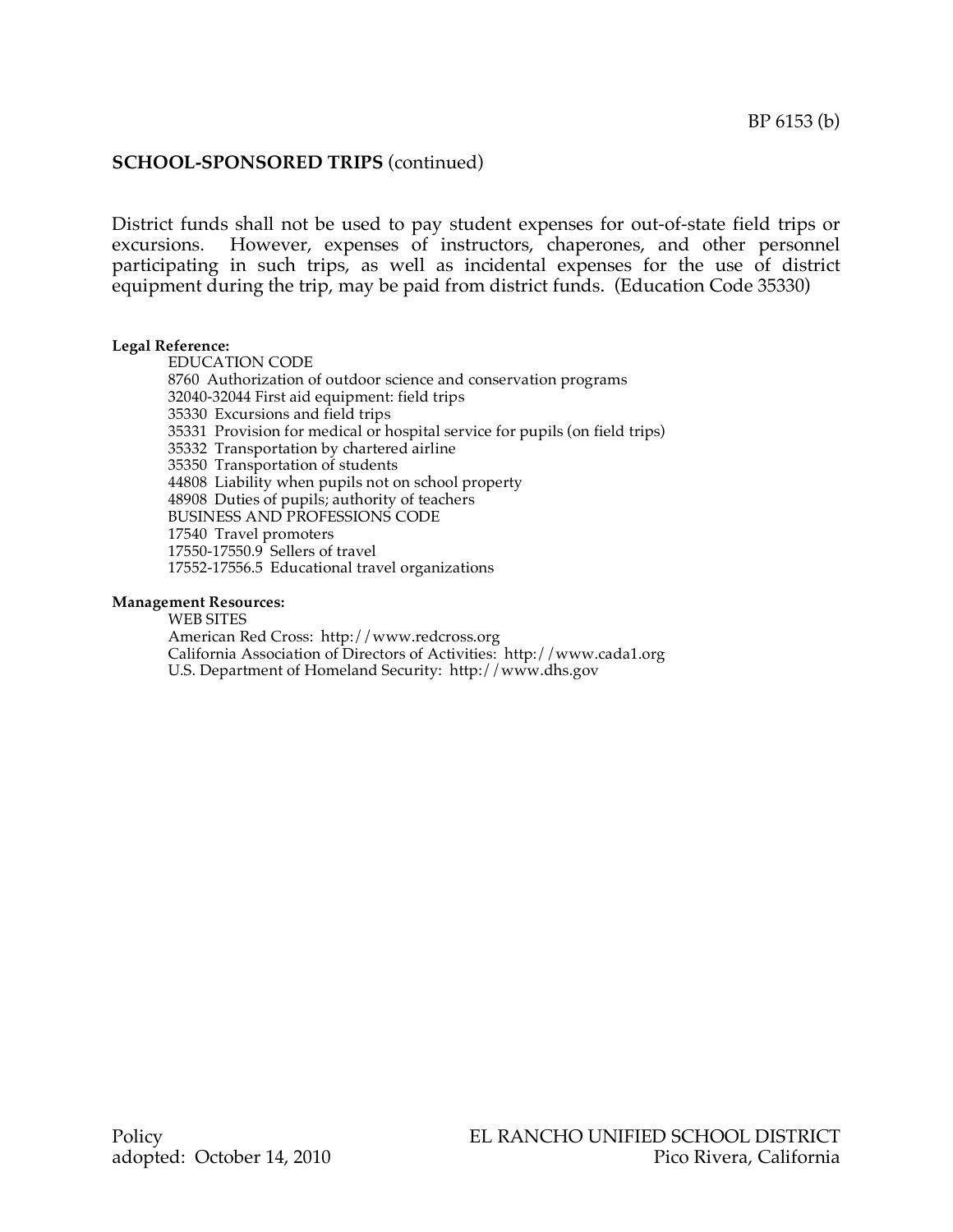**SCHOOL-SPONSORED TRIPS** (continued)

District funds shall not be used to pay student expenses for out-of-state field trips or excursions. However, expenses of instructors, chaperones, and other personnel participating in such trips, as well as incidental expenses for the use of district equipment during the trip, may be paid from district funds. (Education Code 35330)

**Legal Reference:**

EDUCATION CODE
8760 Authorization of outdoor science and conservation programs
32040-32044 First aid equipment: field trips
35330 Excursions and field trips
35331 Provision for medical or hospital service for pupils (on field trips)
35332 Transportation by chartered airline
35350 Transportation of students
44808 Liability when pupils not on school property
48908 Duties of pupils; authority of teachers
BUSINESS AND PROFESSIONS CODE
17540 Travel promoters
17550-17550.9 Sellers of travel
17552-17556.5 Educational travel organizations

**Management Resources:**

WEB SITES
American Red Cross: http://www.redcross.org
California Association of Directors of Activities: http://www.cada1.org
U.S. Department of Homeland Security: http://www.dhs.gov

Policy
adopted: October 14, 2010

EL RANCHO UNIFIED SCHOOL DISTRICT
Pico Rivera, California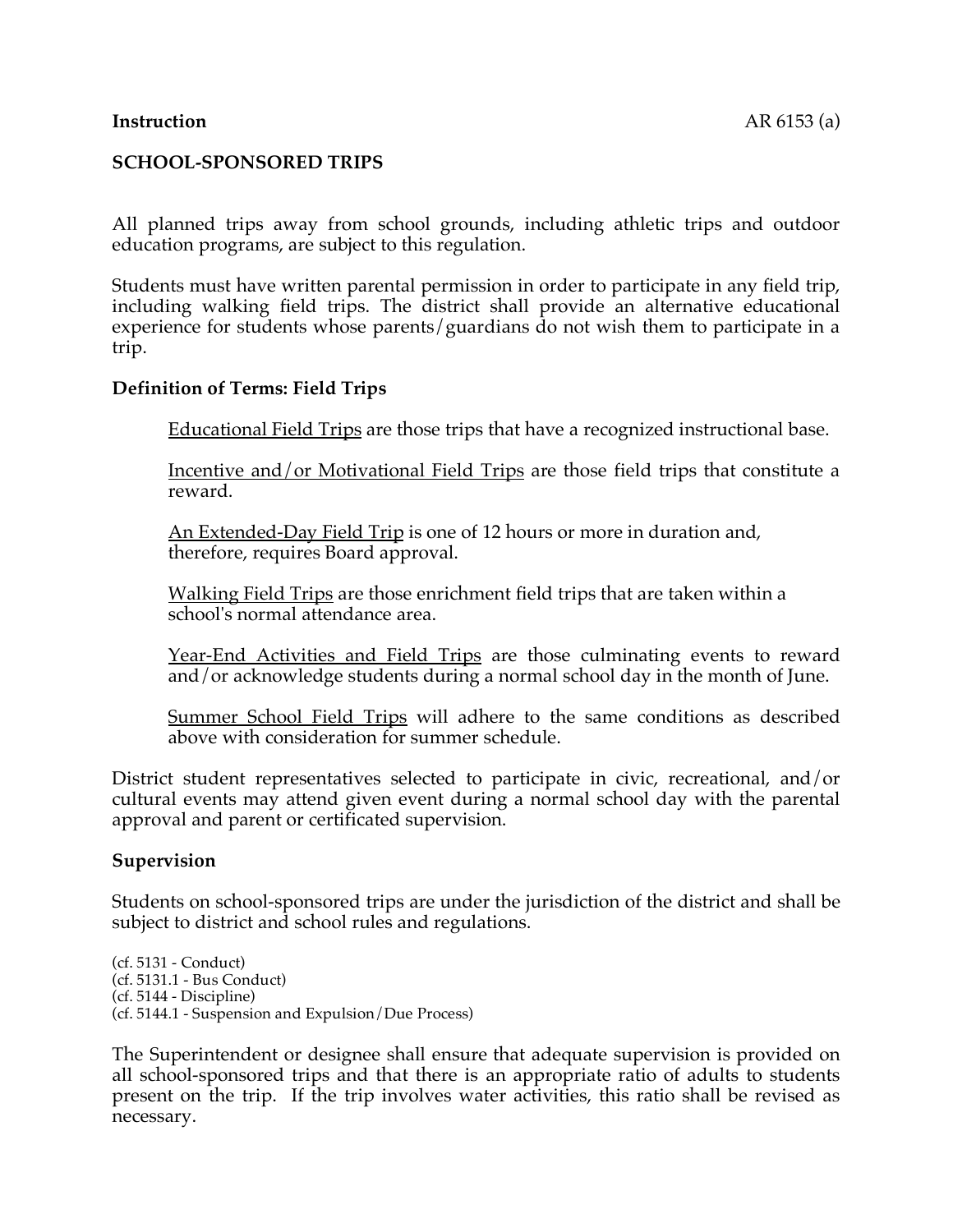**Instruction** AR 6153 (a)

## SCHOOL-SPONSORED TRIPS

All planned trips away from school grounds, including athletic trips and outdoor education programs, are subject to this regulation.

Students must have written parental permission in order to participate in any field trip, including walking field trips. The district shall provide an alternative educational experience for students whose parents/guardians do not wish them to participate in a trip.

### Definition of Terms: Field Trips

> Educational Field Trips are those trips that have a recognized instructional base.
>
> Incentive and/or Motivational Field Trips are those field trips that constitute a reward.
>
> An Extended-Day Field Trip is one of 12 hours or more in duration and, therefore, requires Board approval.
>
> Walking Field Trips are those enrichment field trips that are taken within a school's normal attendance area.
>
> Year-End Activities and Field Trips are those culminating events to reward and/or acknowledge students during a normal school day in the month of June.
>
> Summer School Field Trips will adhere to the same conditions as described above with consideration for summer schedule.

District student representatives selected to participate in civic, recreational, and/or cultural events may attend given event during a normal school day with the parental approval and parent or certificated supervision.

### Supervision

Students on school-sponsored trips are under the jurisdiction of the district and shall be subject to district and school rules and regulations.

(cf. 5131 - Conduct)
(cf. 5131.1 - Bus Conduct)
(cf. 5144 - Discipline)
(cf. 5144.1 - Suspension and Expulsion/Due Process)

The Superintendent or designee shall ensure that adequate supervision is provided on all school-sponsored trips and that there is an appropriate ratio of adults to students present on the trip. If the trip involves water activities, this ratio shall be revised as necessary.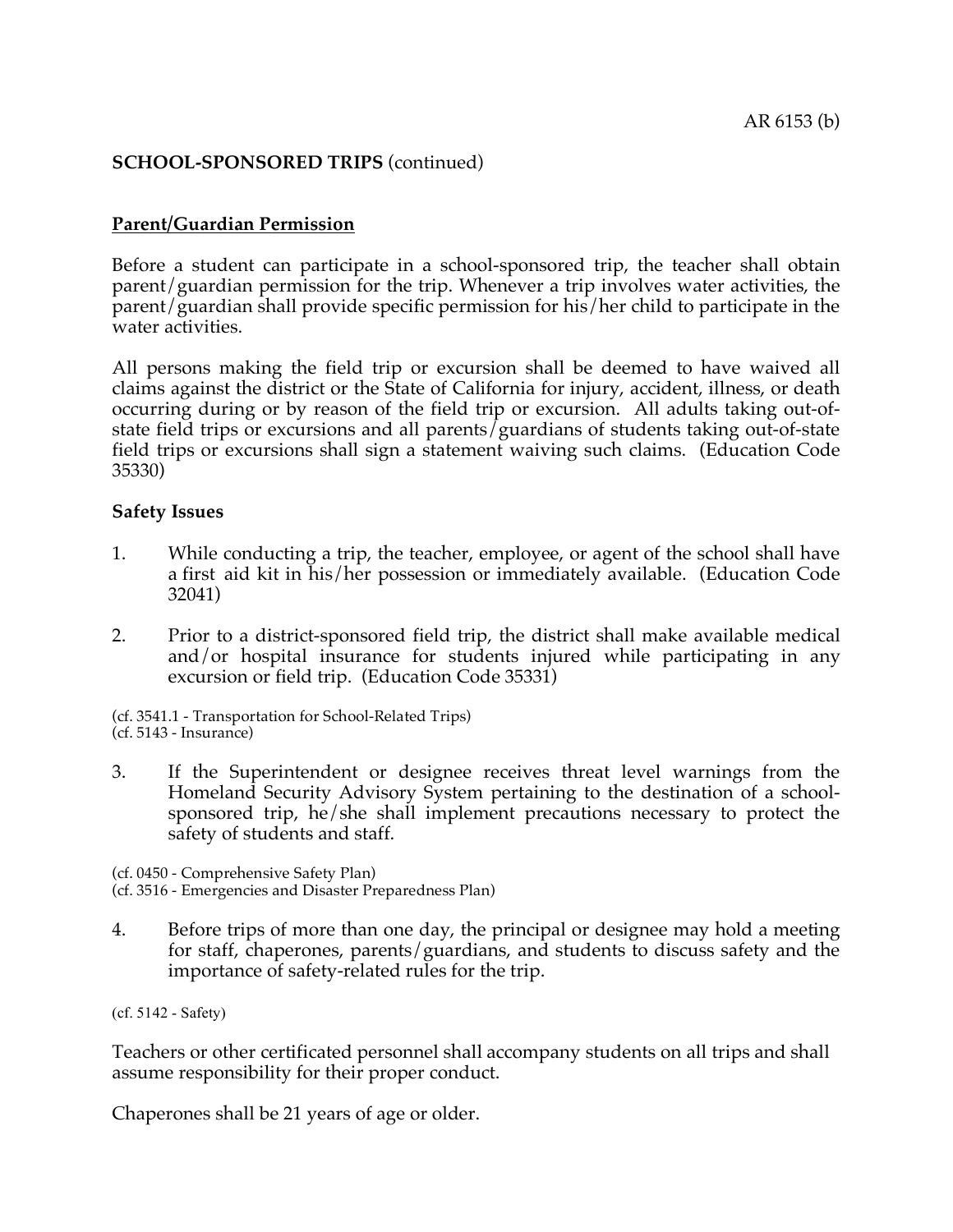## SCHOOL-SPONSORED TRIPS (continued)

### Parent/Guardian Permission

Before a student can participate in a school-sponsored trip, the teacher shall obtain parent/guardian permission for the trip. Whenever a trip involves water activities, the parent/guardian shall provide specific permission for his/her child to participate in the water activities.

All persons making the field trip or excursion shall be deemed to have waived all claims against the district or the State of California for injury, accident, illness, or death occurring during or by reason of the field trip or excursion. All adults taking out-of-state field trips or excursions and all parents/guardians of students taking out-of-state field trips or excursions shall sign a statement waiving such claims. (Education Code 35330)

### Safety Issues

1. While conducting a trip, the teacher, employee, or agent of the school shall have a first aid kit in his/her possession or immediately available. (Education Code 32041)

2. Prior to a district-sponsored field trip, the district shall make available medical and/or hospital insurance for students injured while participating in any excursion or field trip. (Education Code 35331)

(cf. 3541.1 - Transportation for School-Related Trips)
(cf. 5143 - Insurance)

3. If the Superintendent or designee receives threat level warnings from the Homeland Security Advisory System pertaining to the destination of a school-sponsored trip, he/she shall implement precautions necessary to protect the safety of students and staff.

(cf. 0450 - Comprehensive Safety Plan)
(cf. 3516 - Emergencies and Disaster Preparedness Plan)

4. Before trips of more than one day, the principal or designee may hold a meeting for staff, chaperones, parents/guardians, and students to discuss safety and the importance of safety-related rules for the trip.

(cf. 5142 - Safety)

Teachers or other certificated personnel shall accompany students on all trips and shall assume responsibility for their proper conduct.

Chaperones shall be 21 years of age or older.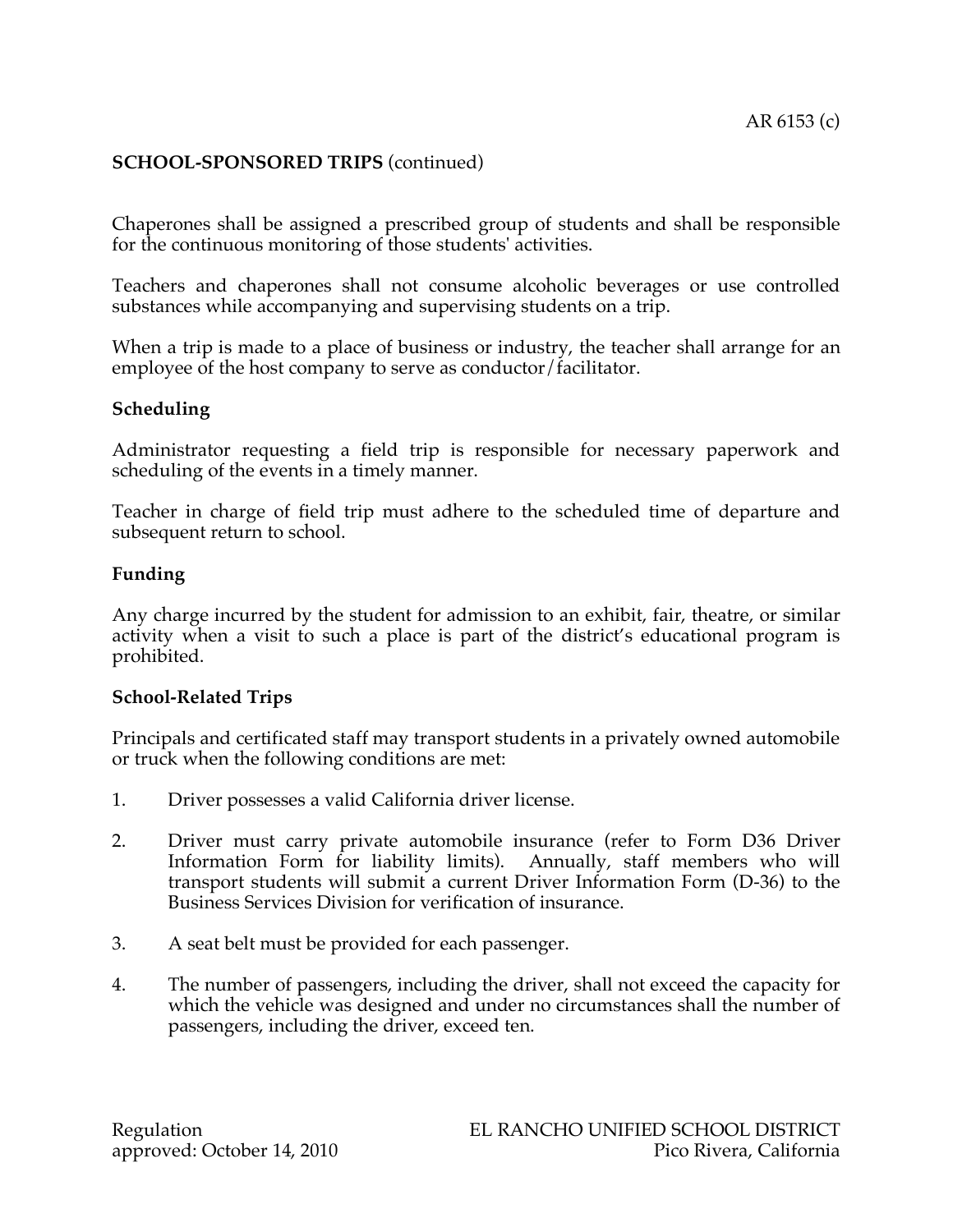## SCHOOL-SPONSORED TRIPS (continued)

Chaperones shall be assigned a prescribed group of students and shall be responsible for the continuous monitoring of those students' activities.

Teachers and chaperones shall not consume alcoholic beverages or use controlled substances while accompanying and supervising students on a trip.

When a trip is made to a place of business or industry, the teacher shall arrange for an employee of the host company to serve as conductor/facilitator.

### Scheduling

Administrator requesting a field trip is responsible for necessary paperwork and scheduling of the events in a timely manner.

Teacher in charge of field trip must adhere to the scheduled time of departure and subsequent return to school.

### Funding

Any charge incurred by the student for admission to an exhibit, fair, theatre, or similar activity when a visit to such a place is part of the district's educational program is prohibited.

### School-Related Trips

Principals and certificated staff may transport students in a privately owned automobile or truck when the following conditions are met:

1. Driver possesses a valid California driver license.

2. Driver must carry private automobile insurance (refer to Form D36 Driver Information Form for liability limits). Annually, staff members who will transport students will submit a current Driver Information Form (D-36) to the Business Services Division for verification of insurance.

3. A seat belt must be provided for each passenger.

4. The number of passengers, including the driver, shall not exceed the capacity for which the vehicle was designed and under no circumstances shall the number of passengers, including the driver, exceed ten.